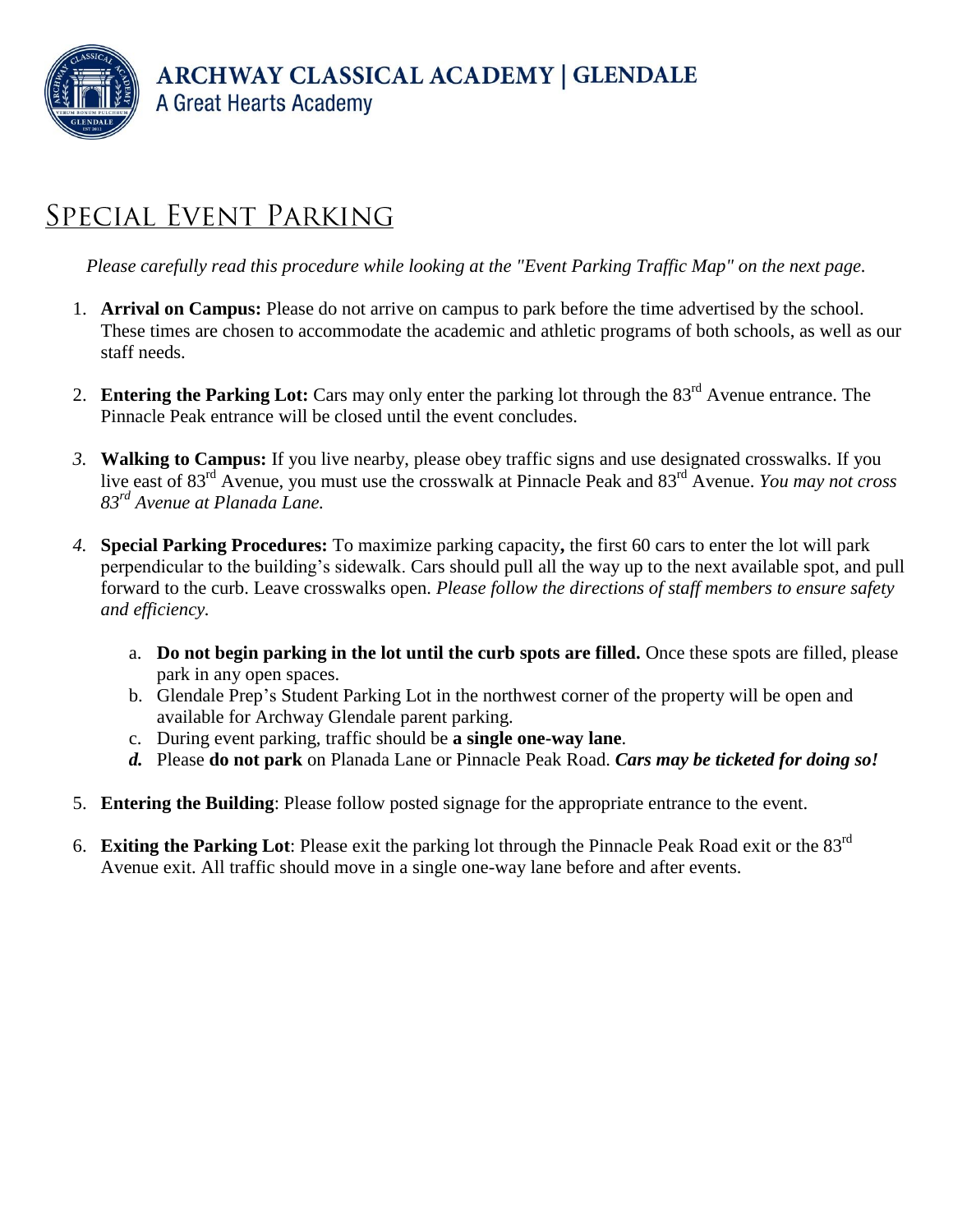**ARCHWAY CLASSICAL ACADEMY | GLENDALE**
A Great Hearts Academy

# Special Event Parking

*Please carefully read this procedure while looking at the "Event Parking Traffic Map" on the next page.*

1. **Arrival on Campus:** Please do not arrive on campus to park before the time advertised by the school. These times are chosen to accommodate the academic and athletic programs of both schools, as well as our staff needs.

2. **Entering the Parking Lot:** Cars may only enter the parking lot through the 83rd Avenue entrance. The Pinnacle Peak entrance will be closed until the event concludes.

3. **Walking to Campus:** If you live nearby, please obey traffic signs and use designated crosswalks. If you live east of 83rd Avenue, you must use the crosswalk at Pinnacle Peak and 83rd Avenue. *You may not cross 83rd Avenue at Planada Lane.*

4. **Special Parking Procedures:** To maximize parking capacity**,** the first 60 cars to enter the lot will park perpendicular to the building's sidewalk. Cars should pull all the way up to the next available spot, and pull forward to the curb. Leave crosswalks open. *Please follow the directions of staff members to ensure safety and efficiency.*
   a. **Do not begin parking in the lot until the curb spots are filled.** Once these spots are filled, please park in any open spaces.
   b. Glendale Prep's Student Parking Lot in the northwest corner of the property will be open and available for Archway Glendale parent parking.
   c. During event parking, traffic should be **a single one-way lane**.
   d. Please **do not park** on Planada Lane or Pinnacle Peak Road. ***Cars may be ticketed for doing so!***

5. **Entering the Building**: Please follow posted signage for the appropriate entrance to the event.

6. **Exiting the Parking Lot**: Please exit the parking lot through the Pinnacle Peak Road exit or the 83rd Avenue exit. All traffic should move in a single one-way lane before and after events.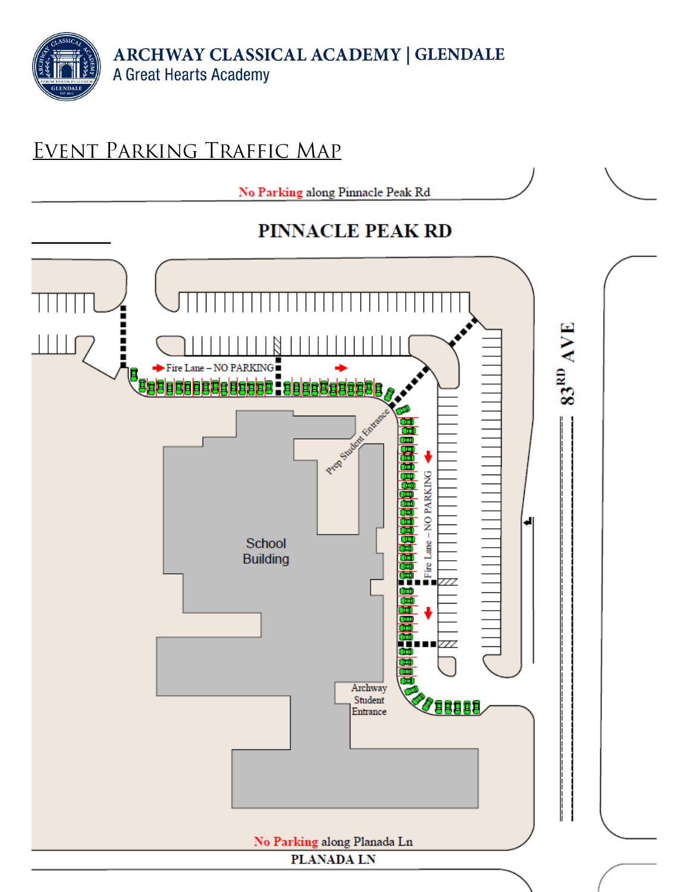# ARCHWAY CLASSICAL ACADEMY | GLENDALE

A Great Hearts Academy

## Event Parking Traffic Map

No Parking along Pinnacle Peak Rd

PINNACLE PEAK RD

Fire Lane – NO PARKING

Prep Student Entrance

School Building

Fire Lane – NO PARKING

83RD AVE

Archway Student Entrance

No Parking along Planada Ln

PLANADA LN